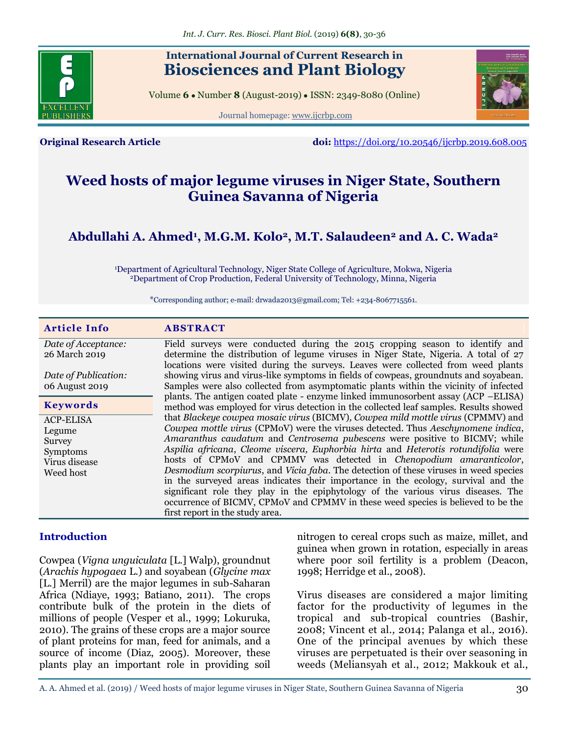Original Research Article

doi: https://doi.org/10.20546/ijcrbp.2019.608.005

# Weed hosts of major legume viruses in Niger State, Southern Guinea Savanna of Nigeria

**Abdullahi A. Ahmed[1], M.G.M. Kolo[2], M.T. Salaudeen[2] and A. C. Wada[2]**

[1]Department of Agricultural Technology, Niger State College of Agriculture, Mokwa, Nigeria
[2]Department of Crop Production, Federal University of Technology, Minna, Nigeria

*Corresponding author; e-mail: drwada2013@gmail.com; Tel: +234-8067715561.

**Article Info**

*Date of Acceptance:* 26 March 2019

*Date of Publication:* 06 August 2019

**Keywords**

ACP-ELISA
Legume
Survey
Symptoms
Virus disease
Weed host

## ABSTRACT

Field surveys were conducted during the 2015 cropping season to identify and determine the distribution of legume viruses in Niger State, Nigeria. A total of 27 locations were visited during the surveys. Leaves were collected from weed plants showing virus and virus-like symptoms in fields of cowpeas, groundnuts and soyabean. Samples were also collected from asymptomatic plants within the vicinity of infected plants. The antigen coated plate - enzyme linked immunosorbent assay (ACP –ELISA) method was employed for virus detection in the collected leaf samples. Results showed that *Blackeye cowpea mosaic virus* (BlCMV)*, Cowpea mild mottle virus* (CPMMV) and *Cowpea mottle virus* (CPMoV) were the viruses detected. Thus *Aeschynomene indica*, *Amaranthus caudatum* and *Centrosema pubescens* were positive to BlCMV; while *Aspilia africana*, *Cleome viscera, Euphorbia hirta* and *Heterotis rotundifolia* were hosts of CPMoV and CPMMV was detected in *Chenopodium amaranticolor*, *Desmodium scorpiurus*, and *Vicia faba*. The detection of these viruses in weed species in the surveyed areas indicates their importance in the ecology, survival and the significant role they play in the epiphytology of the various virus diseases. The occurrence of BlCMV, CPMoV and CPMMV in these weed species is believed to be the first report in the study area.

## Introduction

Cowpea (*Vigna unguiculata* [L.] Walp), groundnut (*Arachis hypogaea* L.) and soyabean (*Glycine max* [L.] Merril) are the major legumes in sub-Saharan Africa (Ndiaye, 1993; Batiano, 2011). The crops contribute bulk of the protein in the diets of millions of people (Vesper et al., 1999; Lokuruka, 2010). The grains of these crops are a major source of plant proteins for man, feed for animals, and a source of income (Diaz, 2005). Moreover, these plants play an important role in providing soil nitrogen to cereal crops such as maize, millet, and guinea when grown in rotation, especially in areas where poor soil fertility is a problem (Deacon, 1998; Herridge et al., 2008).

Virus diseases are considered a major limiting factor for the productivity of legumes in the tropical and sub-tropical countries (Bashir, 2008; Vincent et al., 2014; Palanga et al., 2016). One of the principal avenues by which these viruses are perpetuated is their over seasoning in weeds (Meliansyah et al., 2012; Makkouk et al.,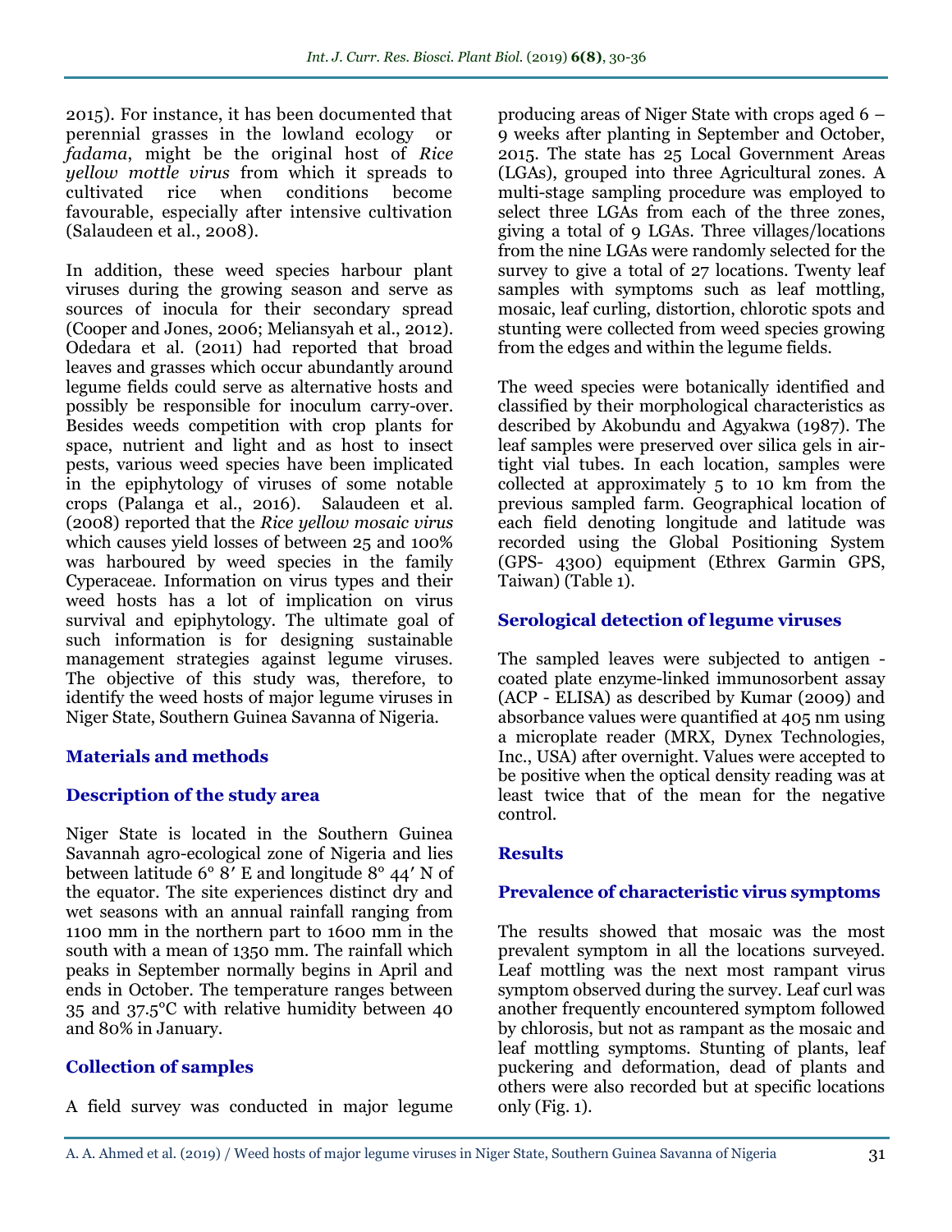2015). For instance, it has been documented that perennial grasses in the lowland ecology or *fadama*, might be the original host of *Rice yellow mottle virus* from which it spreads to cultivated rice when conditions become favourable, especially after intensive cultivation (Salaudeen et al., 2008).

In addition, these weed species harbour plant viruses during the growing season and serve as sources of inocula for their secondary spread (Cooper and Jones, 2006; Meliansyah et al., 2012). Odedara et al. (2011) had reported that broad leaves and grasses which occur abundantly around legume fields could serve as alternative hosts and possibly be responsible for inoculum carry-over. Besides weeds competition with crop plants for space, nutrient and light and as host to insect pests, various weed species have been implicated in the epiphytology of viruses of some notable crops (Palanga et al., 2016). Salaudeen et al. (2008) reported that the *Rice yellow mosaic virus* which causes yield losses of between 25 and 100% was harboured by weed species in the family Cyperaceae. Information on virus types and their weed hosts has a lot of implication on virus survival and epiphytology. The ultimate goal of such information is for designing sustainable management strategies against legume viruses. The objective of this study was, therefore, to identify the weed hosts of major legume viruses in Niger State, Southern Guinea Savanna of Nigeria.

## Materials and methods

### Description of the study area

Niger State is located in the Southern Guinea Savannah agro-ecological zone of Nigeria and lies between latitude 6° 8′ E and longitude 8° 44′ N of the equator. The site experiences distinct dry and wet seasons with an annual rainfall ranging from 1100 mm in the northern part to 1600 mm in the south with a mean of 1350 mm. The rainfall which peaks in September normally begins in April and ends in October. The temperature ranges between 35 and 37.5°C with relative humidity between 40 and 80% in January.

### Collection of samples

A field survey was conducted in major legume producing areas of Niger State with crops aged 6 – 9 weeks after planting in September and October, 2015. The state has 25 Local Government Areas (LGAs), grouped into three Agricultural zones. A multi-stage sampling procedure was employed to select three LGAs from each of the three zones, giving a total of 9 LGAs. Three villages/locations from the nine LGAs were randomly selected for the survey to give a total of 27 locations. Twenty leaf samples with symptoms such as leaf mottling, mosaic, leaf curling, distortion, chlorotic spots and stunting were collected from weed species growing from the edges and within the legume fields.

The weed species were botanically identified and classified by their morphological characteristics as described by Akobundu and Agyakwa (1987). The leaf samples were preserved over silica gels in air-tight vial tubes. In each location, samples were collected at approximately 5 to 10 km from the previous sampled farm. Geographical location of each field denoting longitude and latitude was recorded using the Global Positioning System (GPS- 4300) equipment (Ethrex Garmin GPS, Taiwan) (Table 1).

### Serological detection of legume viruses

The sampled leaves were subjected to antigen - coated plate enzyme-linked immunosorbent assay (ACP - ELISA) as described by Kumar (2009) and absorbance values were quantified at 405 nm using a microplate reader (MRX, Dynex Technologies, Inc., USA) after overnight. Values were accepted to be positive when the optical density reading was at least twice that of the mean for the negative control.

## Results

### Prevalence of characteristic virus symptoms

The results showed that mosaic was the most prevalent symptom in all the locations surveyed. Leaf mottling was the next most rampant virus symptom observed during the survey. Leaf curl was another frequently encountered symptom followed by chlorosis, but not as rampant as the mosaic and leaf mottling symptoms. Stunting of plants, leaf puckering and deformation, dead of plants and others were also recorded but at specific locations only (Fig. 1).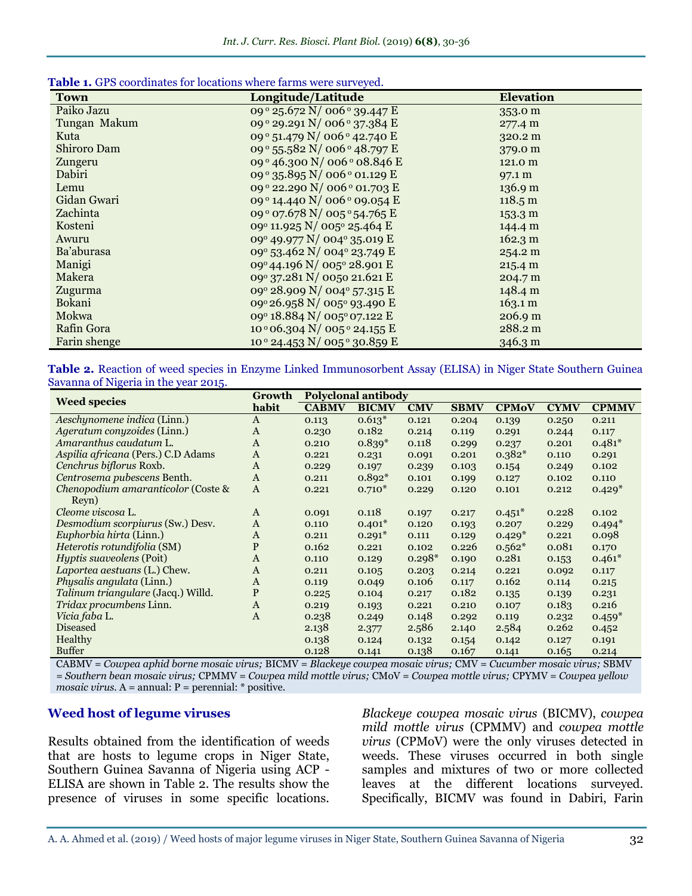**Table 1.** GPS coordinates for locations where farms were surveyed.

| Town | Longitude/Latitude | Elevation |
|---|---|---|
| Paiko Jazu | 09 º 25.672 N/ 006 º 39.447 E | 353.0 m |
| Tungan Makum | 09 º 29.291 N/ 006 º 37.384 E | 277.4 m |
| Kuta | 09 º 51.479 N/ 006 º 42.740 E | 320.2 m |
| Shiroro Dam | 09 º 55.582 N/ 006 º 48.797 E | 379.0 m |
| Zungeru | 09 º 46.300 N/ 006 º 08.846 E | 121.0 m |
| Dabiri | 09 º 35.895 N/ 006 º 01.129 E | 97.1 m |
| Lemu | 09 º 22.290 N/ 006 º 01.703 E | 136.9 m |
| Gidan Gwari | 09 º 14.440 N/ 006 º 09.054 E | 118.5 m |
| Zachinta | 09 º 07.678 N/ 005 º 54.765 E | 153.3 m |
| Kosteni | 09º 11.925 N/ 005º 25.464 E | 144.4 m |
| Awuru | 09º 49.977 N/ 004º 35.019 E | 162.3 m |
| Ba'aburasa | 09º 53.462 N/ 004º 23.749 E | 254.2 m |
| Manigi | 09º 44.196 N/ 005º 28.901 E | 215.4 m |
| Makera | 09º 37.281 N/ 0050 21.621 E | 204.7 m |
| Zugurma | 09º 28.909 N/ 004º 57.315 E | 148.4 m |
| Bokani | 09º 26.958 N/ 005º 93.490 E | 163.1 m |
| Mokwa | 09º 18.884 N/ 005º 07.122 E | 206.9 m |
| Rafin Gora | 10 º 06.304 N/ 005 º 24.155 E | 288.2 m |
| Farin shenge | 10 º 24.453 N/ 005 º 30.859 E | 346.3 m |

**Table 2.** Reaction of weed species in Enzyme Linked Immunosorbent Assay (ELISA) in Niger State Southern Guinea Savanna of Nigeria in the year 2015.

| Weed species | Growth habit | Polyclonal antibody | | | | | | |
|---|---|---|---|---|---|---|---|---|
| | | CABMV | BICMV | CMV | SBMV | CPMoV | CYMV | CPMMV |
| *Aeschynomene indica* (Linn.) | A | 0.113 | 0.613* | 0.121 | 0.204 | 0.139 | 0.250 | 0.211 |
| *Ageratum conyzoides* (Linn.) | A | 0.230 | 0.182 | 0.214 | 0.119 | 0.291 | 0.244 | 0.117 |
| *Amaranthus caudatum* L. | A | 0.210 | 0.839* | 0.118 | 0.299 | 0.237 | 0.201 | 0.481* |
| *Aspilia africana* (Pers.) C.D Adams | A | 0.221 | 0.231 | 0.091 | 0.201 | 0.382* | 0.110 | 0.291 |
| *Cenchrus biflorus* Roxb. | A | 0.229 | 0.197 | 0.239 | 0.103 | 0.154 | 0.249 | 0.102 |
| *Centrosema pubescens* Benth. | A | 0.211 | 0.892* | 0.101 | 0.199 | 0.127 | 0.102 | 0.110 |
| *Chenopodium amaranticolor* (Coste & Reyn) | A | 0.221 | 0.710* | 0.229 | 0.120 | 0.101 | 0.212 | 0.429* |
| *Cleome viscosa* L. | A | 0.091 | 0.118 | 0.197 | 0.217 | 0.451* | 0.228 | 0.102 |
| *Desmodium scorpiurus* (Sw.) Desv. | A | 0.110 | 0.401* | 0.120 | 0.193 | 0.207 | 0.229 | 0.494* |
| *Euphorbia hirta* (Linn.) | A | 0.211 | 0.291* | 0.111 | 0.129 | 0.429* | 0.221 | 0.098 |
| *Heterotis rotundifolia* (SM) | P | 0.162 | 0.221 | 0.102 | 0.226 | 0.562* | 0.081 | 0.170 |
| *Hyptis suaveolens* (Poit) | A | 0.110 | 0.129 | 0.298* | 0.190 | 0.281 | 0.153 | 0.461* |
| *Laportea aestuans* (L.) Chew. | A | 0.211 | 0.105 | 0.203 | 0.214 | 0.221 | 0.092 | 0.117 |
| *Physalis angulata* (Linn.) | A | 0.119 | 0.049 | 0.106 | 0.117 | 0.162 | 0.114 | 0.215 |
| *Talinum triangulare* (Jacq.) Willd. | P | 0.225 | 0.104 | 0.217 | 0.182 | 0.135 | 0.139 | 0.231 |
| *Tridax procumbens* Linn. | A | 0.219 | 0.193 | 0.221 | 0.210 | 0.107 | 0.183 | 0.216 |
| *Vicia faba* L. | A | 0.238 | 0.249 | 0.148 | 0.292 | 0.119 | 0.232 | 0.459* |
| Diseased | | 2.138 | 2.377 | 2.586 | 2.140 | 2.584 | 0.262 | 0.452 |
| Healthy | | 0.138 | 0.124 | 0.132 | 0.154 | 0.142 | 0.127 | 0.191 |
| Buffer | | 0.128 | 0.141 | 0.138 | 0.167 | 0.141 | 0.165 | 0.214 |

CABMV = *Cowpea aphid borne mosaic virus;* BICMV = *Blackeye cowpea mosaic virus;* CMV = *Cucumber mosaic virus;* SBMV = *Southern bean mosaic virus;* CPMMV = *Cowpea mild mottle virus;* CMoV = *Cowpea mottle virus;* CPYMV = *Cowpea yellow mosaic virus.* A = annual: P = perennial: * positive.

## Weed host of legume viruses

Results obtained from the identification of weeds that are hosts to legume crops in Niger State, Southern Guinea Savanna of Nigeria using ACP - ELISA are shown in Table 2. The results show the presence of viruses in some specific locations. *Blackeye cowpea mosaic virus* (BICMV), *cowpea mild mottle virus* (CPMMV) and *cowpea mottle virus* (CPMoV) were the only viruses detected in weeds. These viruses occurred in both single samples and mixtures of two or more collected leaves at the different locations surveyed. Specifically, BICMV was found in Dabiri, Farin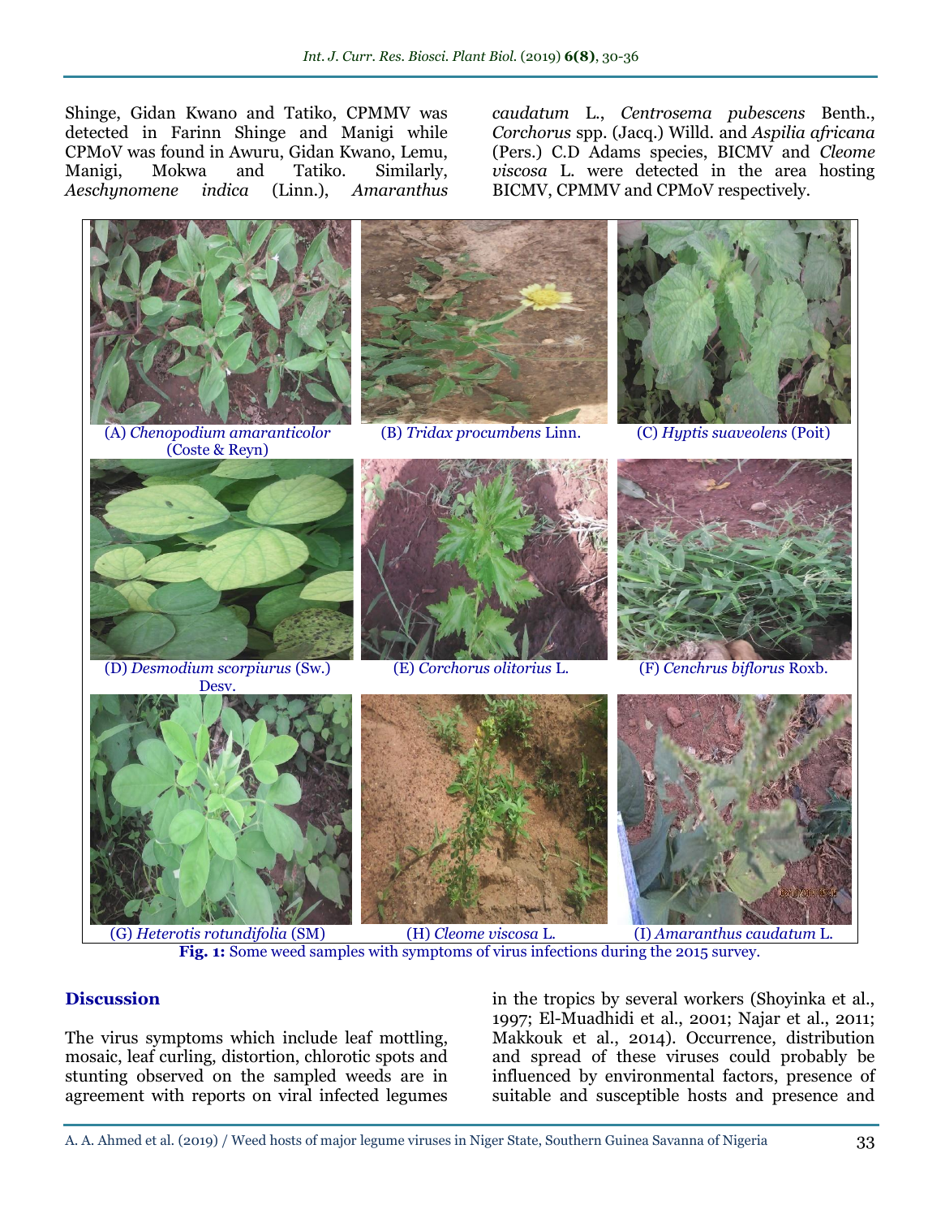Shinge, Gidan Kwano and Tatiko, CPMMV was detected in Farinn Shinge and Manigi while CPMoV was found in Awuru, Gidan Kwano, Lemu, Manigi, Mokwa and Tatiko. Similarly, *Aeschynomene indica* (Linn.), *Amaranthus caudatum* L., *Centrosema pubescens* Benth., *Corchorus* spp. (Jacq.) Willd. and *Aspilia africana* (Pers.) C.D Adams species, BICMV and *Cleome viscosa* L. were detected in the area hosting BICMV, CPMMV and CPMoV respectively.

(A) *Chenopodium amaranticolor* (Coste & Reyn)

(B) *Tridax procumbens* Linn.

(C) *Hyptis suaveolens* (Poit)

(D) *Desmodium scorpiurus* (Sw.) Desv.

(E) *Corchorus olitorius* L.

(F) *Cenchrus biflorus* Roxb.

(G) *Heterotis rotundifolia* (SM)

(H) *Cleome viscosa* L.

(I) *Amaranthus caudatum* L.

**Fig. 1:** Some weed samples with symptoms of virus infections during the 2015 survey.

## Discussion

The virus symptoms which include leaf mottling, mosaic, leaf curling, distortion, chlorotic spots and stunting observed on the sampled weeds are in agreement with reports on viral infected legumes in the tropics by several workers (Shoyinka et al., 1997; El-Muadhidi et al., 2001; Najar et al., 2011; Makkouk et al., 2014). Occurrence, distribution and spread of these viruses could probably be influenced by environmental factors, presence of suitable and susceptible hosts and presence and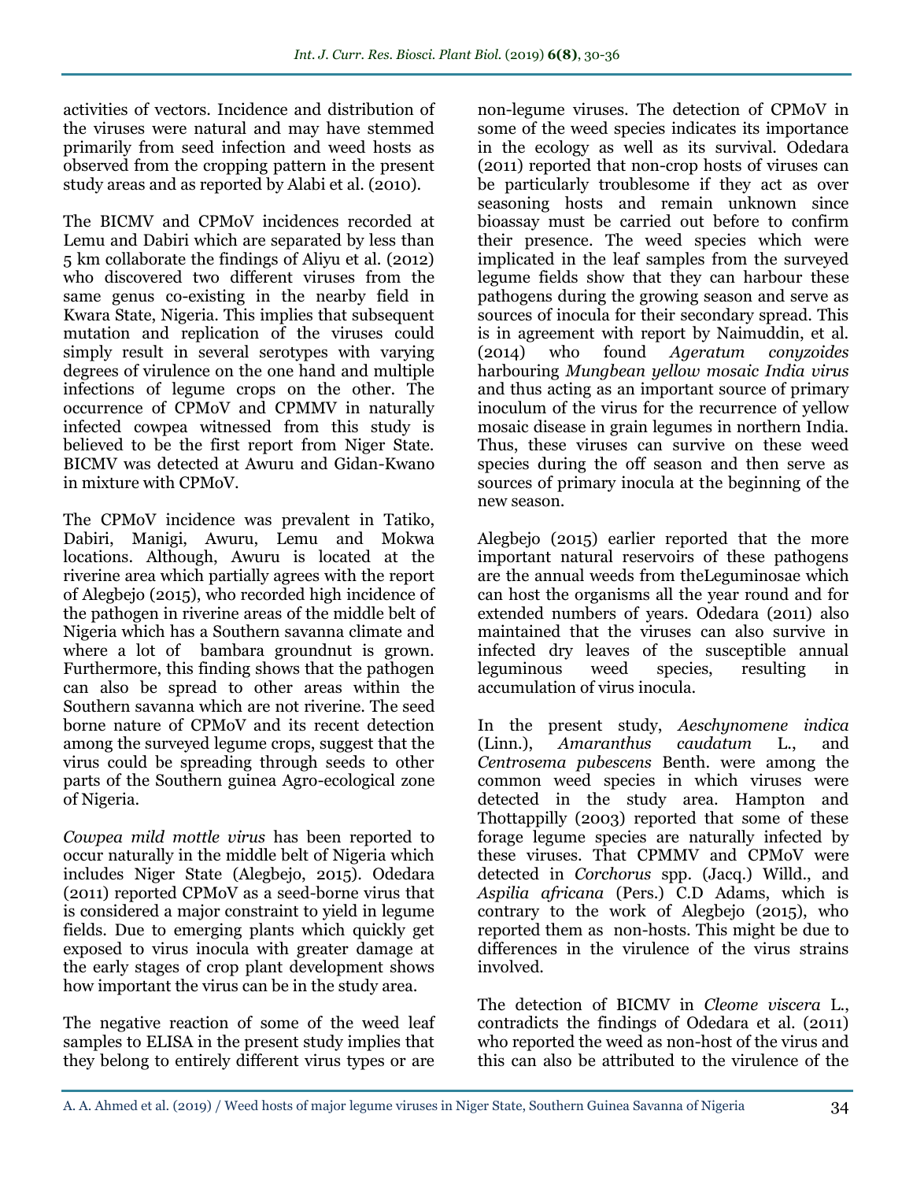activities of vectors. Incidence and distribution of the viruses were natural and may have stemmed primarily from seed infection and weed hosts as observed from the cropping pattern in the present study areas and as reported by Alabi et al. (2010).

The BICMV and CPMoV incidences recorded at Lemu and Dabiri which are separated by less than 5 km collaborate the findings of Aliyu et al. (2012) who discovered two different viruses from the same genus co-existing in the nearby field in Kwara State, Nigeria. This implies that subsequent mutation and replication of the viruses could simply result in several serotypes with varying degrees of virulence on the one hand and multiple infections of legume crops on the other. The occurrence of CPMoV and CPMMV in naturally infected cowpea witnessed from this study is believed to be the first report from Niger State. BICMV was detected at Awuru and Gidan-Kwano in mixture with CPMoV.

The CPMoV incidence was prevalent in Tatiko, Dabiri, Manigi, Awuru, Lemu and Mokwa locations. Although, Awuru is located at the riverine area which partially agrees with the report of Alegbejo (2015), who recorded high incidence of the pathogen in riverine areas of the middle belt of Nigeria which has a Southern savanna climate and where a lot of bambara groundnut is grown. Furthermore, this finding shows that the pathogen can also be spread to other areas within the Southern savanna which are not riverine. The seed borne nature of CPMoV and its recent detection among the surveyed legume crops, suggest that the virus could be spreading through seeds to other parts of the Southern guinea Agro-ecological zone of Nigeria.

*Cowpea mild mottle virus* has been reported to occur naturally in the middle belt of Nigeria which includes Niger State (Alegbejo, 2015). Odedara (2011) reported CPMoV as a seed-borne virus that is considered a major constraint to yield in legume fields. Due to emerging plants which quickly get exposed to virus inocula with greater damage at the early stages of crop plant development shows how important the virus can be in the study area.

The negative reaction of some of the weed leaf samples to ELISA in the present study implies that they belong to entirely different virus types or are non-legume viruses. The detection of CPMoV in some of the weed species indicates its importance in the ecology as well as its survival. Odedara (2011) reported that non-crop hosts of viruses can be particularly troublesome if they act as over seasoning hosts and remain unknown since bioassay must be carried out before to confirm their presence. The weed species which were implicated in the leaf samples from the surveyed legume fields show that they can harbour these pathogens during the growing season and serve as sources of inocula for their secondary spread. This is in agreement with report by Naimuddin, et al. (2014) who found *Ageratum conyzoides* harbouring *Mungbean yellow mosaic India virus* and thus acting as an important source of primary inoculum of the virus for the recurrence of yellow mosaic disease in grain legumes in northern India. Thus, these viruses can survive on these weed species during the off season and then serve as sources of primary inocula at the beginning of the new season.

Alegbejo (2015) earlier reported that the more important natural reservoirs of these pathogens are the annual weeds from theLeguminosae which can host the organisms all the year round and for extended numbers of years. Odedara (2011) also maintained that the viruses can also survive in infected dry leaves of the susceptible annual leguminous weed species, resulting in accumulation of virus inocula.

In the present study, *Aeschynomene indica* (Linn.), *Amaranthus caudatum* L., and *Centrosema pubescens* Benth. were among the common weed species in which viruses were detected in the study area. Hampton and Thottappilly (2003) reported that some of these forage legume species are naturally infected by these viruses. That CPMMV and CPMoV were detected in *Corchorus* spp. (Jacq.) Willd., and *Aspilia africana* (Pers.) C.D Adams, which is contrary to the work of Alegbejo (2015), who reported them as non-hosts. This might be due to differences in the virulence of the virus strains involved.

The detection of BICMV in *Cleome viscera* L., contradicts the findings of Odedara et al. (2011) who reported the weed as non-host of the virus and this can also be attributed to the virulence of the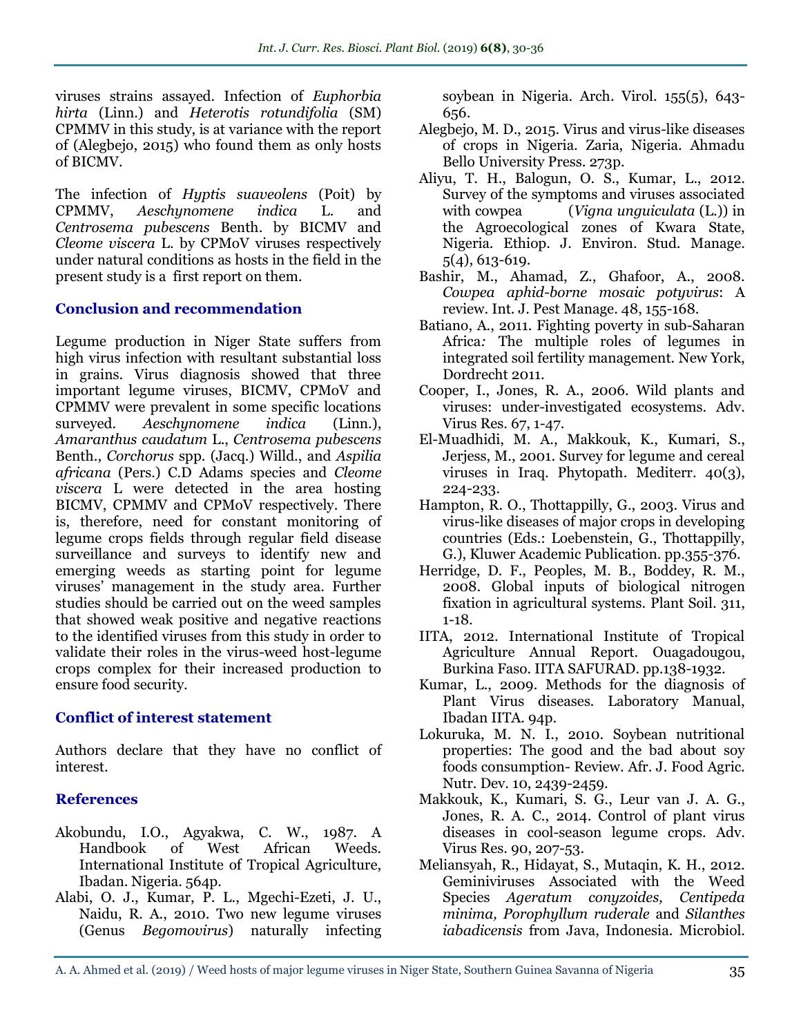viruses strains assayed. Infection of *Euphorbia hirta* (Linn.) and *Heterotis rotundifolia* (SM) CPMMV in this study, is at variance with the report of (Alegbejo, 2015) who found them as only hosts of BICMV.

The infection of *Hyptis suaveolens* (Poit) by CPMMV, *Aeschynomene indica* L. and *Centrosema pubescens* Benth. by BICMV and *Cleome viscera* L. by CPMoV viruses respectively under natural conditions as hosts in the field in the present study is a first report on them.

## Conclusion and recommendation

Legume production in Niger State suffers from high virus infection with resultant substantial loss in grains. Virus diagnosis showed that three important legume viruses, BICMV, CPMoV and CPMMV were prevalent in some specific locations surveyed. *Aeschynomene indica* (Linn.), *Amaranthus caudatum* L., *Centrosema pubescens* Benth., *Corchorus* spp. (Jacq.) Willd., and *Aspilia africana* (Pers.) C.D Adams species and *Cleome viscera* L were detected in the area hosting BICMV, CPMMV and CPMoV respectively. There is, therefore, need for constant monitoring of legume crops fields through regular field disease surveillance and surveys to identify new and emerging weeds as starting point for legume viruses' management in the study area. Further studies should be carried out on the weed samples that showed weak positive and negative reactions to the identified viruses from this study in order to validate their roles in the virus-weed host-legume crops complex for their increased production to ensure food security.

## Conflict of interest statement

Authors declare that they have no conflict of interest.

## References

Akobundu, I.O., Agyakwa, C. W., 1987. A Handbook of West African Weeds. International Institute of Tropical Agriculture, Ibadan. Nigeria. 564p.

Alabi, O. J., Kumar, P. L., Mgechi-Ezeti, J. U., Naidu, R. A., 2010. Two new legume viruses (Genus *Begomovirus*) naturally infecting soybean in Nigeria. Arch. Virol. 155(5), 643-656.

Alegbejo, M. D., 2015. Virus and virus-like diseases of crops in Nigeria. Zaria, Nigeria. Ahmadu Bello University Press. 273p.

Aliyu, T. H., Balogun, O. S., Kumar, L., 2012. Survey of the symptoms and viruses associated with cowpea (*Vigna unguiculata* (L.)) in the Agroecological zones of Kwara State, Nigeria. Ethiop. J. Environ. Stud. Manage. 5(4), 613-619.

Bashir, M., Ahamad, Z., Ghafoor, A., 2008. *Cowpea aphid-borne mosaic potyvirus*: A review. Int. J. Pest Manage. 48, 155-168.

Batiano, A., 2011. Fighting poverty in sub-Saharan Africa*:* The multiple roles of legumes in integrated soil fertility management. New York, Dordrecht 2011.

Cooper, I., Jones, R. A., 2006. Wild plants and viruses: under-investigated ecosystems. Adv. Virus Res. 67, 1-47.

El-Muadhidi, M. A., Makkouk, K., Kumari, S., Jerjess, M., 2001. Survey for legume and cereal viruses in Iraq. Phytopath. Mediterr. 40(3), 224-233.

Hampton, R. O., Thottappilly, G., 2003. Virus and virus-like diseases of major crops in developing countries (Eds.: Loebenstein, G., Thottappilly, G.), Kluwer Academic Publication. pp.355-376.

Herridge, D. F., Peoples, M. B., Boddey, R. M., 2008. Global inputs of biological nitrogen fixation in agricultural systems. Plant Soil. 311, 1-18.

IITA, 2012. International Institute of Tropical Agriculture Annual Report. Ouagadougou, Burkina Faso. IITA SAFURAD. pp.138-1932.

Kumar, L., 2009. Methods for the diagnosis of Plant Virus diseases. Laboratory Manual, Ibadan IITA. 94p.

Lokuruka, M. N. I., 2010. Soybean nutritional properties: The good and the bad about soy foods consumption- Review. Afr. J. Food Agric. Nutr. Dev. 10, 2439-2459.

Makkouk, K., Kumari, S. G., Leur van J. A. G., Jones, R. A. C., 2014. Control of plant virus diseases in cool-season legume crops. Adv. Virus Res. 90, 207-53.

Meliansyah, R., Hidayat, S., Mutaqin, K. H., 2012. Geminiviruses Associated with the Weed Species *Ageratum conyzoides, Centipeda minima, Porophyllum ruderale* and *Silanthes iabadicensis* from Java, Indonesia. Microbiol.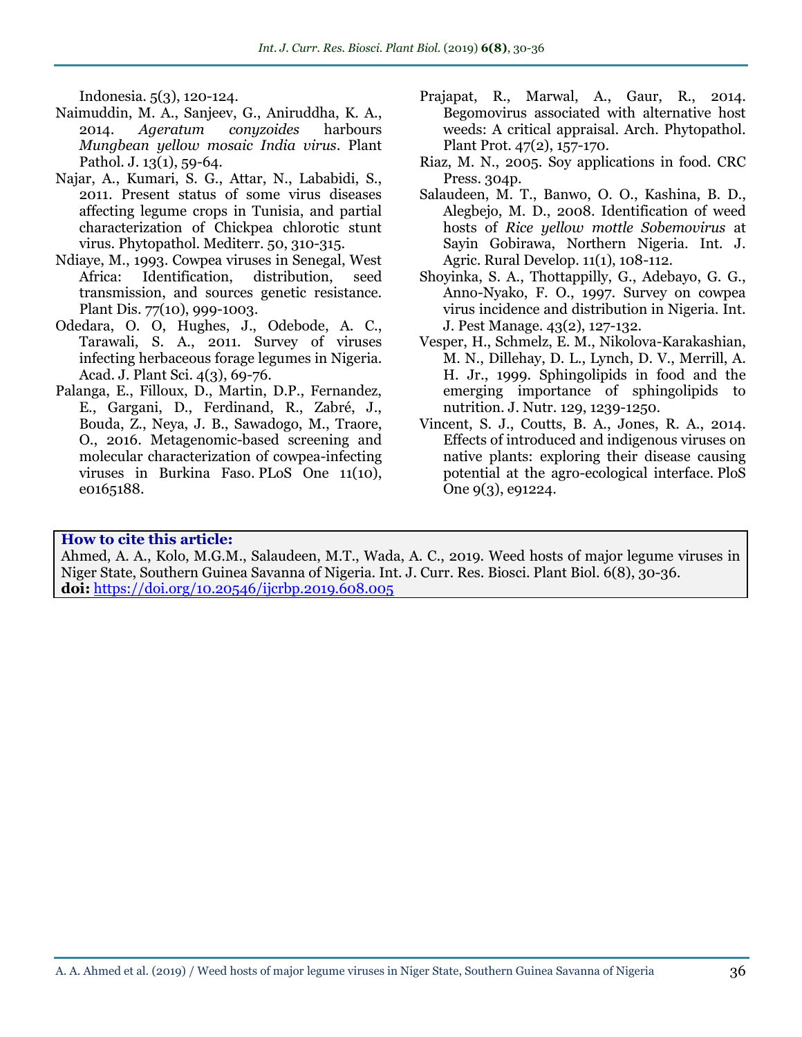Indonesia. 5(3), 120-124.

Naimuddin, M. A., Sanjeev, G., Aniruddha, K. A., 2014. *Ageratum conyzoides* harbours *Mungbean yellow mosaic India virus*. Plant Pathol. J. 13(1), 59-64.

Najar, A., Kumari, S. G., Attar, N., Lababidi, S., 2011. Present status of some virus diseases affecting legume crops in Tunisia, and partial characterization of Chickpea chlorotic stunt virus. Phytopathol. Mediterr. 50, 310-315.

Ndiaye, M., 1993. Cowpea viruses in Senegal, West Africa: Identification, distribution, seed transmission, and sources genetic resistance. Plant Dis. 77(10), 999-1003.

Odedara, O. O, Hughes, J., Odebode, A. C., Tarawali, S. A., 2011. Survey of viruses infecting herbaceous forage legumes in Nigeria. Acad. J. Plant Sci. 4(3), 69-76.

Palanga, E., Filloux, D., Martin, D.P., Fernandez, E., Gargani, D., Ferdinand, R., Zabré, J., Bouda, Z., Neya, J. B., Sawadogo, M., Traore, O., 2016. Metagenomic-based screening and molecular characterization of cowpea-infecting viruses in Burkina Faso. PLoS One 11(10), e0165188.

Prajapat, R., Marwal, A., Gaur, R., 2014. Begomovirus associated with alternative host weeds: A critical appraisal. Arch. Phytopathol. Plant Prot. 47(2), 157-170.

Riaz, M. N., 2005. Soy applications in food. CRC Press. 304p.

Salaudeen, M. T., Banwo, O. O., Kashina, B. D., Alegbejo, M. D., 2008. Identification of weed hosts of *Rice yellow mottle Sobemovirus* at Sayin Gobirawa, Northern Nigeria. Int. J. Agric. Rural Develop. 11(1), 108-112.

Shoyinka, S. A., Thottappilly, G., Adebayo, G. G., Anno-Nyako, F. O., 1997. Survey on cowpea virus incidence and distribution in Nigeria. Int. J. Pest Manage. 43(2), 127-132.

Vesper, H., Schmelz, E. M., Nikolova-Karakashian, M. N., Dillehay, D. L., Lynch, D. V., Merrill, A. H. Jr., 1999. Sphingolipids in food and the emerging importance of sphingolipids to nutrition. J. Nutr. 129, 1239-1250.

Vincent, S. J., Coutts, B. A., Jones, R. A., 2014. Effects of introduced and indigenous viruses on native plants: exploring their disease causing potential at the agro-ecological interface. PloS One 9(3), e91224.

**How to cite this article:**

Ahmed, A. A., Kolo, M.G.M., Salaudeen, M.T., Wada, A. C., 2019. Weed hosts of major legume viruses in Niger State, Southern Guinea Savanna of Nigeria. Int. J. Curr. Res. Biosci. Plant Biol. 6(8), 30-36.

**doi:** https://doi.org/10.20546/ijcrbp.2019.608.005